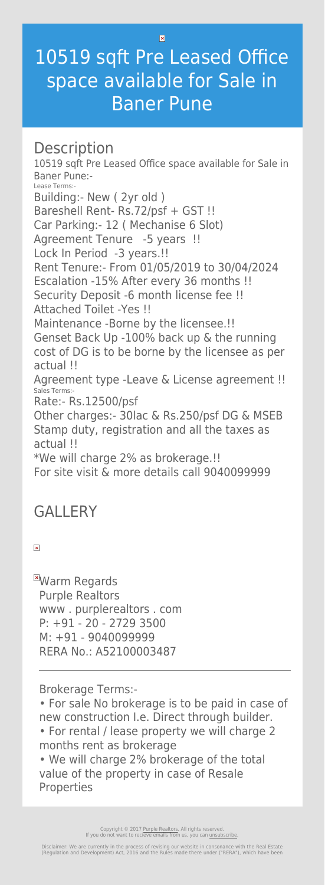# 10519 sqft Pre Leased Office space available for Sale in Baner Pune

## Description

10519 sqft Pre Leased Office space available for Sale in Baner Pune:-

Lease Terms:-

Building:- New ( 2yr old )

Bareshell Rent- Rs.72/psf + GST !!

Car Parking:- 12 ( Mechanise 6 Slot)

Agreement Tenure -5 years !!

Lock In Period -3 years.!!

Rent Tenure:- From 01/05/2019 to 30/04/2024

Escalation -15% After every 36 months !!

Security Deposit -6 month license fee !!

Attached Toilet -Yes !!

Maintenance -Borne by the licensee.!!

Genset Back Up -100% back up & the running cost of DG is to be borne by the licensee as per actual !!

Agreement type -Leave & License agreement !!

Sales Terms:-

Rate:- Rs.12500/psf

Other charges:- 30lac & Rs.250/psf DG & MSEB

Stamp duty, registration and all the taxes as actual !!

*We will charge 2% as brokerage.!!

For site visit & more details call 9040099999

## GALLERY

Warm Regards
Purple Realtors
www . purplerealtors . com
P: +91 - 20 - 2729 3500
M: +91 - 9040099999
RERA No.: A52100003487

---

Brokerage Terms:-

- For sale No brokerage is to be paid in case of new construction I.e. Direct through builder.
- For rental / lease property we will charge 2 months rent as brokerage
- We will charge 2% brokerage of the total value of the property in case of Resale Properties

Copyright © 2017 Purple Realtors. All rights reserved.
If you do not want to recieve emails from us, you can unsubscribe.

Disclaimer: We are currently in the process of revising our website in consonance with the Real Estate (Regulation and Development) Act, 2016 and the Rules made there under ("RERA"), which have been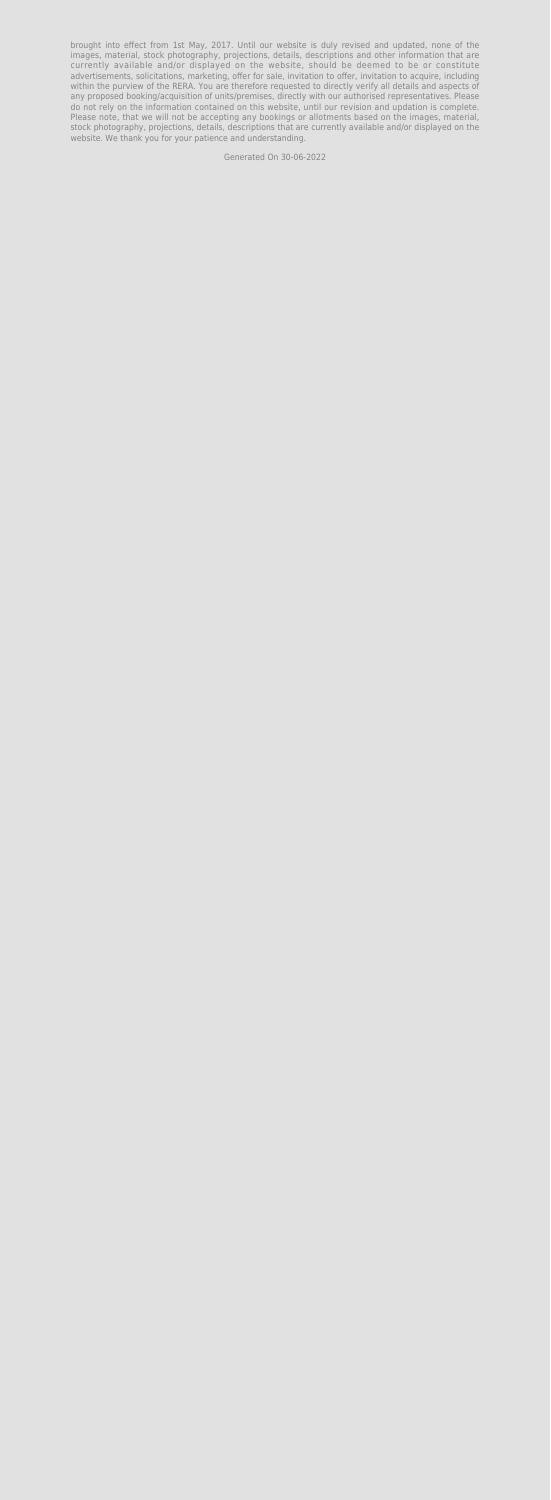brought into effect from 1st May, 2017. Until our website is duly revised and updated, none of the images, material, stock photography, projections, details, descriptions and other information that are currently available and/or displayed on the website, should be deemed to be or constitute advertisements, solicitations, marketing, offer for sale, invitation to offer, invitation to acquire, including within the purview of the RERA. You are therefore requested to directly verify all details and aspects of any proposed booking/acquisition of units/premises, directly with our authorised representatives. Please do not rely on the information contained on this website, until our revision and updation is complete. Please note, that we will not be accepting any bookings or allotments based on the images, material, stock photography, projections, details, descriptions that are currently available and/or displayed on the website. We thank you for your patience and understanding.

Generated On 30-06-2022